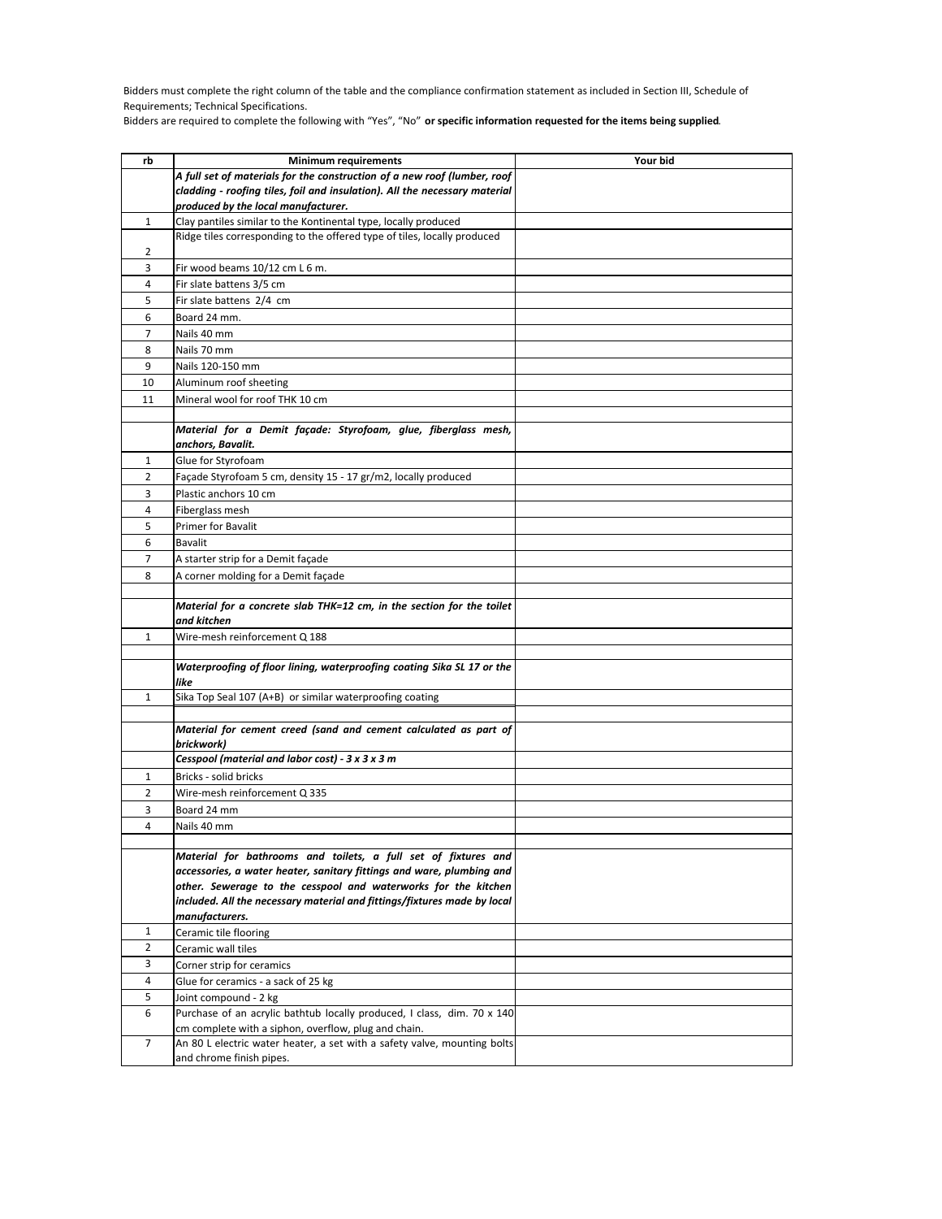Bidders must complete the right column of the table and the compliance confirmation statement as included in Section III, Schedule of Requirements; Technical Specifications.

Bidders are required to complete the following with "Yes", "No" **or specific information requested for the items being supplied**.

| rb | Minimum requirements | Your bid |
|---|---|---|
| | ***A full set of materials for the construction of a new roof (lumber, roof cladding - roofing tiles, foil and insulation). All the necessary material produced by the local manufacturer.*** | |
| 1 | Clay pantiles similar to the Kontinental type, locally produced | |
| 2 | Ridge tiles corresponding to the offered type of tiles, locally produced | |
| 3 | Fir wood beams 10/12 cm L 6 m. | |
| 4 | Fir slate battens 3/5 cm | |
| 5 | Fir slate battens 2/4 cm | |
| 6 | Board 24 mm. | |
| 7 | Nails 40 mm | |
| 8 | Nails 70 mm | |
| 9 | Nails 120-150 mm | |
| 10 | Aluminum roof sheeting | |
| 11 | Mineral wool for roof THK 10 cm | |
| | | |
| | ***Material for a Demit façade: Styrofoam, glue, fiberglass mesh, anchors, Bavalit.*** | |
| 1 | Glue for Styrofoam | |
| 2 | Façade Styrofoam 5 cm, density 15 - 17 gr/m2, locally produced | |
| 3 | Plastic anchors 10 cm | |
| 4 | Fiberglass mesh | |
| 5 | Primer for Bavalit | |
| 6 | Bavalit | |
| 7 | A starter strip for a Demit façade | |
| 8 | A corner molding for a Demit façade | |
| | | |
| | ***Material for a concrete slab THK=12 cm, in the section for the toilet and kitchen*** | |
| 1 | Wire-mesh reinforcement Q 188 | |
| | | |
| | ***Waterproofing of floor lining, waterproofing coating Sika SL 17 or the like*** | |
| 1 | Sika Top Seal 107 (A+B) or similar waterproofing coating | |
| | | |
| | ***Material for cement creed (sand and cement calculated as part of brickwork)*** | |
| | ***Cesspool (material and labor cost) - 3 x 3 x 3 m*** | |
| 1 | Bricks - solid bricks | |
| 2 | Wire-mesh reinforcement Q 335 | |
| 3 | Board 24 mm | |
| 4 | Nails 40 mm | |
| | | |
| | ***Material for bathrooms and toilets, a full set of fixtures and accessories, a water heater, sanitary fittings and ware, plumbing and other. Sewerage to the cesspool and waterworks for the kitchen included. All the necessary material and fittings/fixtures made by local manufacturers.*** | |
| 1 | Ceramic tile flooring | |
| 2 | Ceramic wall tiles | |
| 3 | Corner strip for ceramics | |
| 4 | Glue for ceramics - a sack of 25 kg | |
| 5 | Joint compound - 2 kg | |
| 6 | Purchase of an acrylic bathtub locally produced, I class, dim. 70 x 140 cm complete with a siphon, overflow, plug and chain. | |
| 7 | An 80 L electric water heater, a set with a safety valve, mounting bolts and chrome finish pipes. | |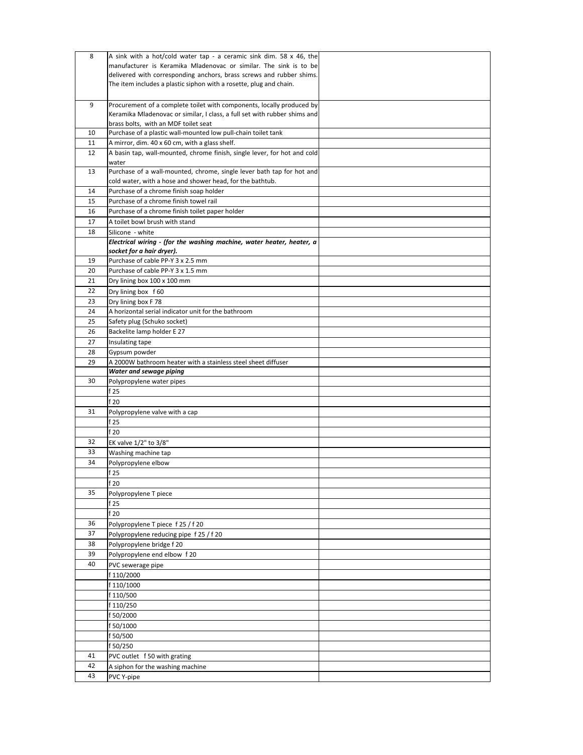| | | |
|---|---|---|
| 8 | A sink with a hot/cold water tap - a ceramic sink dim. 58 x 46, the manufacturer is Keramika Mladenovac or similar. The sink is to be delivered with corresponding anchors, brass screws and rubber shims. The item includes a plastic siphon with a rosette, plug and chain. | |
| 9 | Procurement of a complete toilet with components, locally produced by Keramika Mladenovac or similar, I class, a full set with rubber shims and brass bolts, with an MDF toilet seat | |
| 10 | Purchase of a plastic wall-mounted low pull-chain toilet tank | |
| 11 | A mirror, dim. 40 x 60 cm, with a glass shelf. | |
| 12 | A basin tap, wall-mounted, chrome finish, single lever, for hot and cold water | |
| 13 | Purchase of a wall-mounted, chrome, single lever bath tap for hot and cold water, with a hose and shower head, for the bathtub. | |
| 14 | Purchase of a chrome finish soap holder | |
| 15 | Purchase of a chrome finish towel rail | |
| 16 | Purchase of a chrome finish toilet paper holder | |
| 17 | A toilet bowl brush with stand | |
| 18 | Silicone - white | |
| | ***Electrical wiring - (for the washing machine, water heater, heater, a socket for a hair dryer).*** | |
| 19 | Purchase of cable PP-Y 3 x 2.5 mm | |
| 20 | Purchase of cable PP-Y 3 x 1.5 mm | |
| 21 | Dry lining box 100 x 100 mm | |
| 22 | Dry lining box f 60 | |
| 23 | Dry lining box F 78 | |
| 24 | A horizontal serial indicator unit for the bathroom | |
| 25 | Safety plug (Schuko socket) | |
| 26 | Backelite lamp holder E 27 | |
| 27 | Insulating tape | |
| 28 | Gypsum powder | |
| 29 | A 2000W bathroom heater with a stainless steel sheet diffuser | |
| | ***Water and sewage piping*** | |
| 30 | Polypropylene water pipes | |
| | f 25 | |
| | f 20 | |
| 31 | Polypropylene valve with a cap | |
| | f 25 | |
| | f 20 | |
| 32 | EK valve 1/2" to 3/8" | |
| 33 | Washing machine tap | |
| 34 | Polypropylene elbow | |
| | f 25 | |
| | f 20 | |
| 35 | Polypropylene T piece | |
| | f 25 | |
| | f 20 | |
| 36 | Polypropylene T piece f 25 / f 20 | |
| 37 | Polypropylene reducing pipe f 25 / f 20 | |
| 38 | Polypropylene bridge f 20 | |
| 39 | Polypropylene end elbow f 20 | |
| 40 | PVC sewerage pipe | |
| | f 110/2000 | |
| | f 110/1000 | |
| | f 110/500 | |
| | f 110/250 | |
| | f 50/2000 | |
| | f 50/1000 | |
| | f 50/500 | |
| | f 50/250 | |
| 41 | PVC outlet f 50 with grating | |
| 42 | A siphon for the washing machine | |
| 43 | PVC Y-pipe | |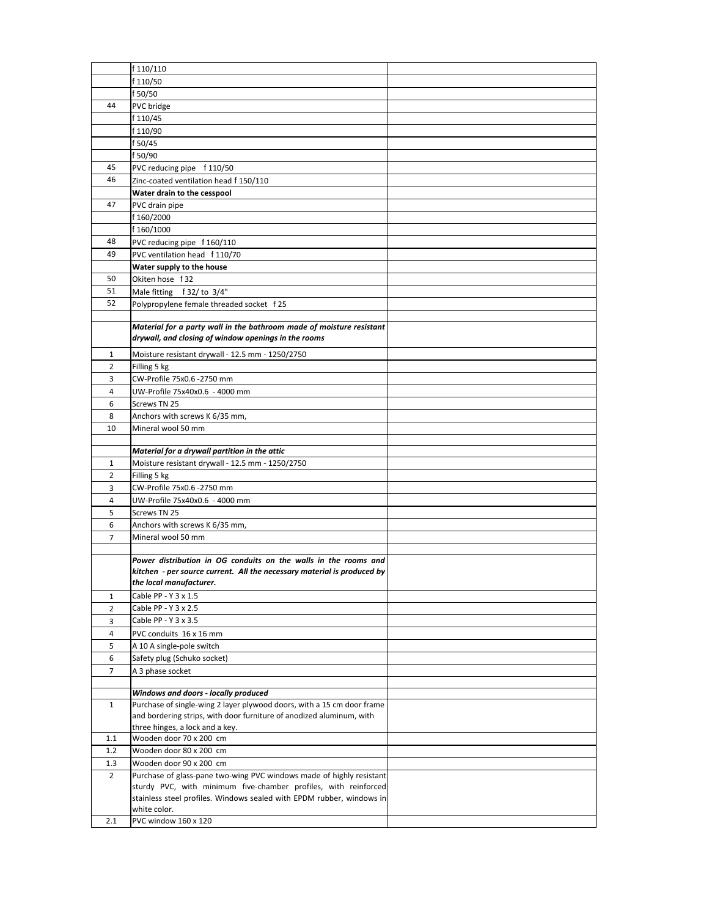|  |  |  |
|---|---|---|
|  | f 110/110 |  |
|  | f 110/50 |  |
|  | f 50/50 |  |
| 44 | PVC bridge |  |
|  | f 110/45 |  |
|  | f 110/90 |  |
|  | f 50/45 |  |
|  | f 50/90 |  |
| 45 | PVC reducing pipe f 110/50 |  |
| 46 | Zinc-coated ventilation head f 150/110 |  |
|  | **Water drain to the cesspool** |  |
| 47 | PVC drain pipe |  |
|  | f 160/2000 |  |
|  | f 160/1000 |  |
| 48 | PVC reducing pipe f 160/110 |  |
| 49 | PVC ventilation head f 110/70 |  |
|  | **Water supply to the house** |  |
| 50 | Okiten hose f 32 |  |
| 51 | Male fitting f 32/ to 3/4" |  |
| 52 | Polypropylene female threaded socket f 25 |  |
|  |  |  |
|  | ***Material for a party wall in the bathroom made of moisture resistant drywall, and closing of window openings in the rooms*** |  |
| 1 | Moisture resistant drywall - 12.5 mm - 1250/2750 |  |
| 2 | Filling 5 kg |  |
| 3 | CW-Profile 75x0.6 -2750 mm |  |
| 4 | UW-Profile 75x40x0.6 - 4000 mm |  |
| 6 | Screws TN 25 |  |
| 8 | Anchors with screws K 6/35 mm, |  |
| 10 | Mineral wool 50 mm |  |
|  |  |  |
|  | ***Material for a drywall partition in the attic*** |  |
| 1 | Moisture resistant drywall - 12.5 mm - 1250/2750 |  |
| 2 | Filling 5 kg |  |
| 3 | CW-Profile 75x0.6 -2750 mm |  |
| 4 | UW-Profile 75x40x0.6 - 4000 mm |  |
| 5 | Screws TN 25 |  |
| 6 | Anchors with screws K 6/35 mm, |  |
| 7 | Mineral wool 50 mm |  |
|  |  |  |
|  | ***Power distribution in OG conduits on the walls in the rooms and kitchen - per source current. All the necessary material is produced by the local manufacturer.*** |  |
| 1 | Cable PP - Y 3 x 1.5 |  |
| 2 | Cable PP - Y 3 x 2.5 |  |
| 3 | Cable PP - Y 3 x 3.5 |  |
| 4 | PVC conduits 16 x 16 mm |  |
| 5 | A 10 A single-pole switch |  |
| 6 | Safety plug (Schuko socket) |  |
| 7 | A 3 phase socket |  |
|  |  |  |
|  | ***Windows and doors - locally produced*** |  |
| 1 | Purchase of single-wing 2 layer plywood doors, with a 15 cm door frame and bordering strips, with door furniture of anodized aluminum, with three hinges, a lock and a key. |  |
| 1.1 | Wooden door 70 x 200 cm |  |
| 1.2 | Wooden door 80 x 200 cm |  |
| 1.3 | Wooden door 90 x 200 cm |  |
| 2 | Purchase of glass-pane two-wing PVC windows made of highly resistant sturdy PVC, with minimum five-chamber profiles, with reinforced stainless steel profiles. Windows sealed with EPDM rubber, windows in white color. |  |
| 2.1 | PVC window 160 x 120 |  |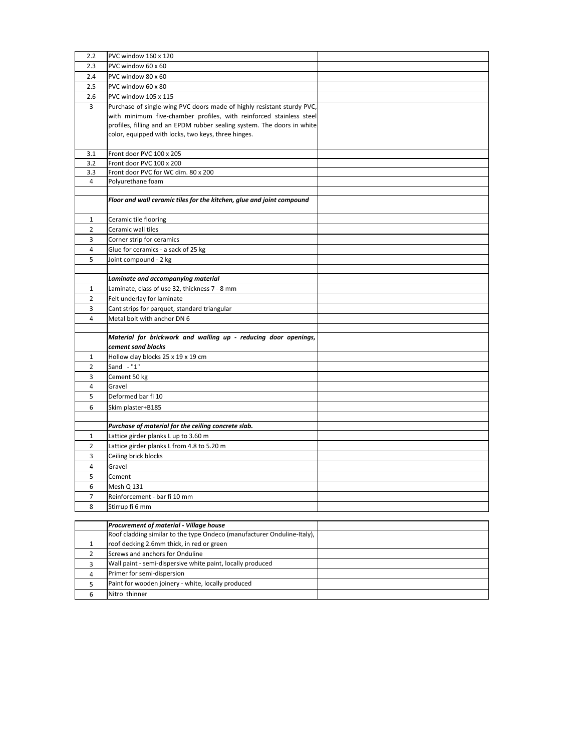| | | |
|---|---|---|
| 2.2 | PVC window 160 x 120 | |
| 2.3 | PVC window 60 x 60 | |
| 2.4 | PVC window 80 x 60 | |
| 2.5 | PVC window 60 x 80 | |
| 2.6 | PVC window 105 x 115 | |
| 3 | Purchase of single-wing PVC doors made of highly resistant sturdy PVC, with minimum five-chamber profiles, with reinforced stainless steel profiles, filling and an EPDM rubber sealing system. The doors in white color, equipped with locks, two keys, three hinges. | |
| 3.1 | Front door PVC 100 x 205 | |
| 3.2 | Front door PVC 100 x 200 | |
| 3.3 | Front door PVC for WC dim. 80 x 200 | |
| 4 | Polyurethane foam | |
| | | |
| | ***Floor and wall ceramic tiles for the kitchen, glue and joint compound*** | |
| 1 | Ceramic tile flooring | |
| 2 | Ceramic wall tiles | |
| 3 | Corner strip for ceramics | |
| 4 | Glue for ceramics - a sack of 25 kg | |
| 5 | Joint compound - 2 kg | |
| | | |
| | ***Laminate and accompanying material*** | |
| 1 | Laminate, class of use 32, thickness 7 - 8 mm | |
| 2 | Felt underlay for laminate | |
| 3 | Cant strips for parquet, standard triangular | |
| 4 | Metal bolt with anchor DN 6 | |
| | | |
| | ***Material for brickwork and walling up - reducing door openings, cement sand blocks*** | |
| 1 | Hollow clay blocks 25 x 19 x 19 cm | |
| 2 | Sand - "1" | |
| 3 | Cement 50 kg | |
| 4 | Gravel | |
| 5 | Deformed bar fi 10 | |
| 6 | Skim plaster+B185 | |
| | | |
| | ***Purchase of material for the ceiling concrete slab.*** | |
| 1 | Lattice girder planks L up to 3.60 m | |
| 2 | Lattice girder planks L from 4.8 to 5.20 m | |
| 3 | Ceiling brick blocks | |
| 4 | Gravel | |
| 5 | Cement | |
| 6 | Mesh Q 131 | |
| 7 | Reinforcement - bar fi 10 mm | |
| 8 | Stirrup fi 6 mm | |

| | | |
|---|---|---|
| | ***Procurement of material - Village house*** | |
| 1 | Roof cladding similar to the type Ondeco (manufacturer Onduline-Italy), roof decking 2.6mm thick, in red or green | |
| 2 | Screws and anchors for Onduline | |
| 3 | Wall paint - semi-dispersive white paint, locally produced | |
| 4 | Primer for semi-dispersion | |
| 5 | Paint for wooden joinery - white, locally produced | |
| 6 | Nitro thinner | |